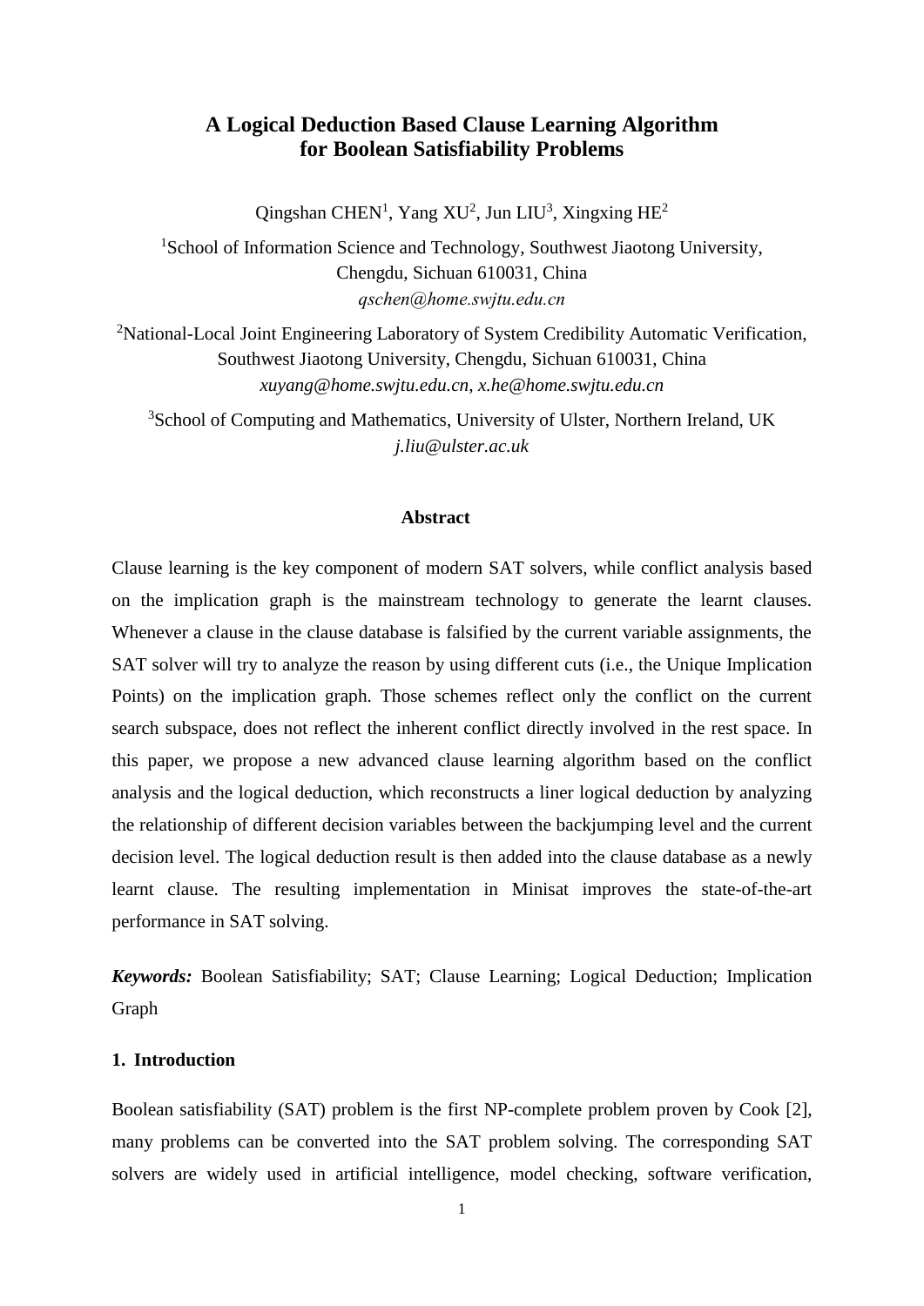# A Logical Deduction Based Clause Learning Algorithm for Boolean Satisfiability Problems

Qingshan CHEN[1], Yang XU[2], Jun LIU[3], Xingxing HE[2]

[1]School of Information Science and Technology, Southwest Jiaotong University, Chengdu, Sichuan 610031, China
*qschen@home.swjtu.edu.cn*

[2]National-Local Joint Engineering Laboratory of System Credibility Automatic Verification, Southwest Jiaotong University, Chengdu, Sichuan 610031, China
*xuyang@home.swjtu.edu.cn*, *x.he@home.swjtu.edu.cn*

[3]School of Computing and Mathematics, University of Ulster, Northern Ireland, UK
*j.liu@ulster.ac.uk*

**Abstract**

Clause learning is the key component of modern SAT solvers, while conflict analysis based on the implication graph is the mainstream technology to generate the learnt clauses. Whenever a clause in the clause database is falsified by the current variable assignments, the SAT solver will try to analyze the reason by using different cuts (i.e., the Unique Implication Points) on the implication graph. Those schemes reflect only the conflict on the current search subspace, does not reflect the inherent conflict directly involved in the rest space. In this paper, we propose a new advanced clause learning algorithm based on the conflict analysis and the logical deduction, which reconstructs a liner logical deduction by analyzing the relationship of different decision variables between the backjumping level and the current decision level. The logical deduction result is then added into the clause database as a newly learnt clause. The resulting implementation in Minisat improves the state-of-the-art performance in SAT solving.

***Keywords:*** Boolean Satisfiability; SAT; Clause Learning; Logical Deduction; Implication Graph

## 1. Introduction

Boolean satisfiability (SAT) problem is the first NP-complete problem proven by Cook [2], many problems can be converted into the SAT problem solving. The corresponding SAT solvers are widely used in artificial intelligence, model checking, software verification,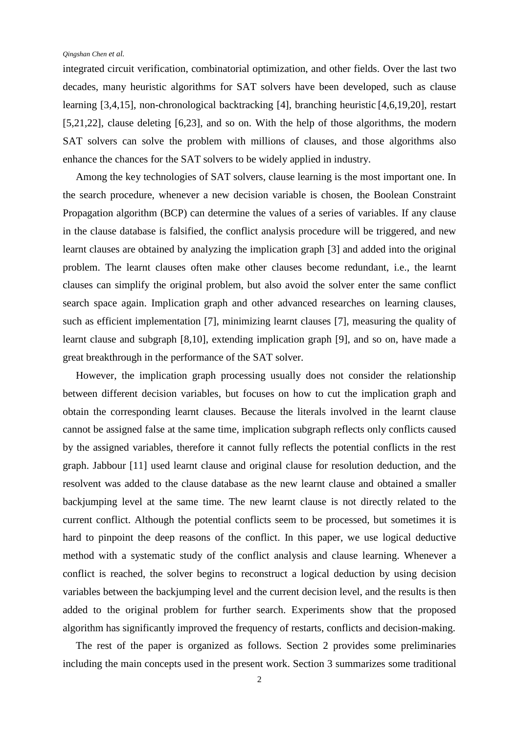integrated circuit verification, combinatorial optimization, and other fields. Over the last two decades, many heuristic algorithms for SAT solvers have been developed, such as clause learning [3,4,15], non-chronological backtracking [4], branching heuristic [4,6,19,20], restart [5,21,22], clause deleting [6,23], and so on. With the help of those algorithms, the modern SAT solvers can solve the problem with millions of clauses, and those algorithms also enhance the chances for the SAT solvers to be widely applied in industry.

Among the key technologies of SAT solvers, clause learning is the most important one. In the search procedure, whenever a new decision variable is chosen, the Boolean Constraint Propagation algorithm (BCP) can determine the values of a series of variables. If any clause in the clause database is falsified, the conflict analysis procedure will be triggered, and new learnt clauses are obtained by analyzing the implication graph [3] and added into the original problem. The learnt clauses often make other clauses become redundant, i.e., the learnt clauses can simplify the original problem, but also avoid the solver enter the same conflict search space again. Implication graph and other advanced researches on learning clauses, such as efficient implementation [7], minimizing learnt clauses [7], measuring the quality of learnt clause and subgraph [8,10], extending implication graph [9], and so on, have made a great breakthrough in the performance of the SAT solver.

However, the implication graph processing usually does not consider the relationship between different decision variables, but focuses on how to cut the implication graph and obtain the corresponding learnt clauses. Because the literals involved in the learnt clause cannot be assigned false at the same time, implication subgraph reflects only conflicts caused by the assigned variables, therefore it cannot fully reflects the potential conflicts in the rest graph. Jabbour [11] used learnt clause and original clause for resolution deduction, and the resolvent was added to the clause database as the new learnt clause and obtained a smaller backjumping level at the same time. The new learnt clause is not directly related to the current conflict. Although the potential conflicts seem to be processed, but sometimes it is hard to pinpoint the deep reasons of the conflict. In this paper, we use logical deductive method with a systematic study of the conflict analysis and clause learning. Whenever a conflict is reached, the solver begins to reconstruct a logical deduction by using decision variables between the backjumping level and the current decision level, and the results is then added to the original problem for further search. Experiments show that the proposed algorithm has significantly improved the frequency of restarts, conflicts and decision-making.

The rest of the paper is organized as follows. Section 2 provides some preliminaries including the main concepts used in the present work. Section 3 summarizes some traditional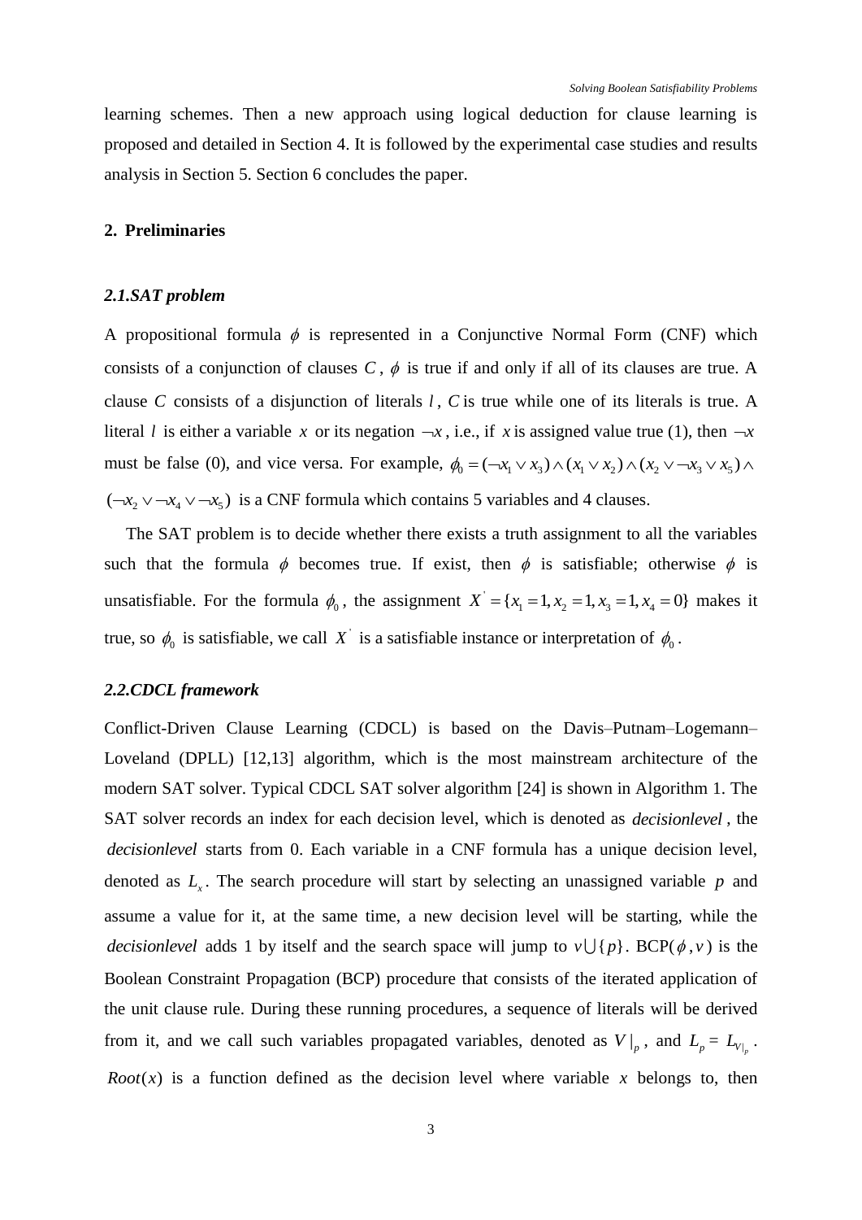learning schemes. Then a new approach using logical deduction for clause learning is proposed and detailed in Section 4. It is followed by the experimental case studies and results analysis in Section 5. Section 6 concludes the paper.

## 2. Preliminaries

### *2.1.SAT problem*

A propositional formula $\phi$ is represented in a Conjunctive Normal Form (CNF) which consists of a conjunction of clauses $C$, $\phi$ is true if and only if all of its clauses are true. A clause $C$ consists of a disjunction of literals $l$, $C$ is true while one of its literals is true. A literal $l$ is either a variable $x$ or its negation $\neg x$, i.e., if $x$ is assigned value true (1), then $\neg x$ must be false (0), and vice versa. For example, $\phi_0 = (\neg x_1 \vee x_3) \wedge (x_1 \vee x_2) \wedge (x_2 \vee \neg x_3 \vee x_5) \wedge (\neg x_2 \vee \neg x_4 \vee \neg x_5)$ is a CNF formula which contains 5 variables and 4 clauses.

The SAT problem is to decide whether there exists a truth assignment to all the variables such that the formula $\phi$ becomes true. If exist, then $\phi$ is satisfiable; otherwise $\phi$ is unsatisfiable. For the formula $\phi_0$, the assignment $X^{'} = \{x_1 = 1, x_2 = 1, x_3 = 1, x_4 = 0\}$ makes it true, so $\phi_0$ is satisfiable, we call $X^{'}$ is a satisfiable instance or interpretation of $\phi_0$.

### *2.2.CDCL framework*

Conflict-Driven Clause Learning (CDCL) is based on the Davis–Putnam–Logemann–Loveland (DPLL) [12,13] algorithm, which is the most mainstream architecture of the modern SAT solver. Typical CDCL SAT solver algorithm [24] is shown in Algorithm 1. The SAT solver records an index for each decision level, which is denoted as *decisionlevel*, the *decisionlevel* starts from 0. Each variable in a CNF formula has a unique decision level, denoted as $L_x$. The search procedure will start by selecting an unassigned variable $p$ and assume a value for it, at the same time, a new decision level will be starting, while the *decisionlevel* adds 1 by itself and the search space will jump to $v \bigcup \{p\}$. BCP($\phi, v$) is the Boolean Constraint Propagation (BCP) procedure that consists of the iterated application of the unit clause rule. During these running procedures, a sequence of literals will be derived from it, and we call such variables propagated variables, denoted as $V|_p$, and $L_p = L_{V|_p}$. $Root(x)$ is a function defined as the decision level where variable $x$ belongs to, then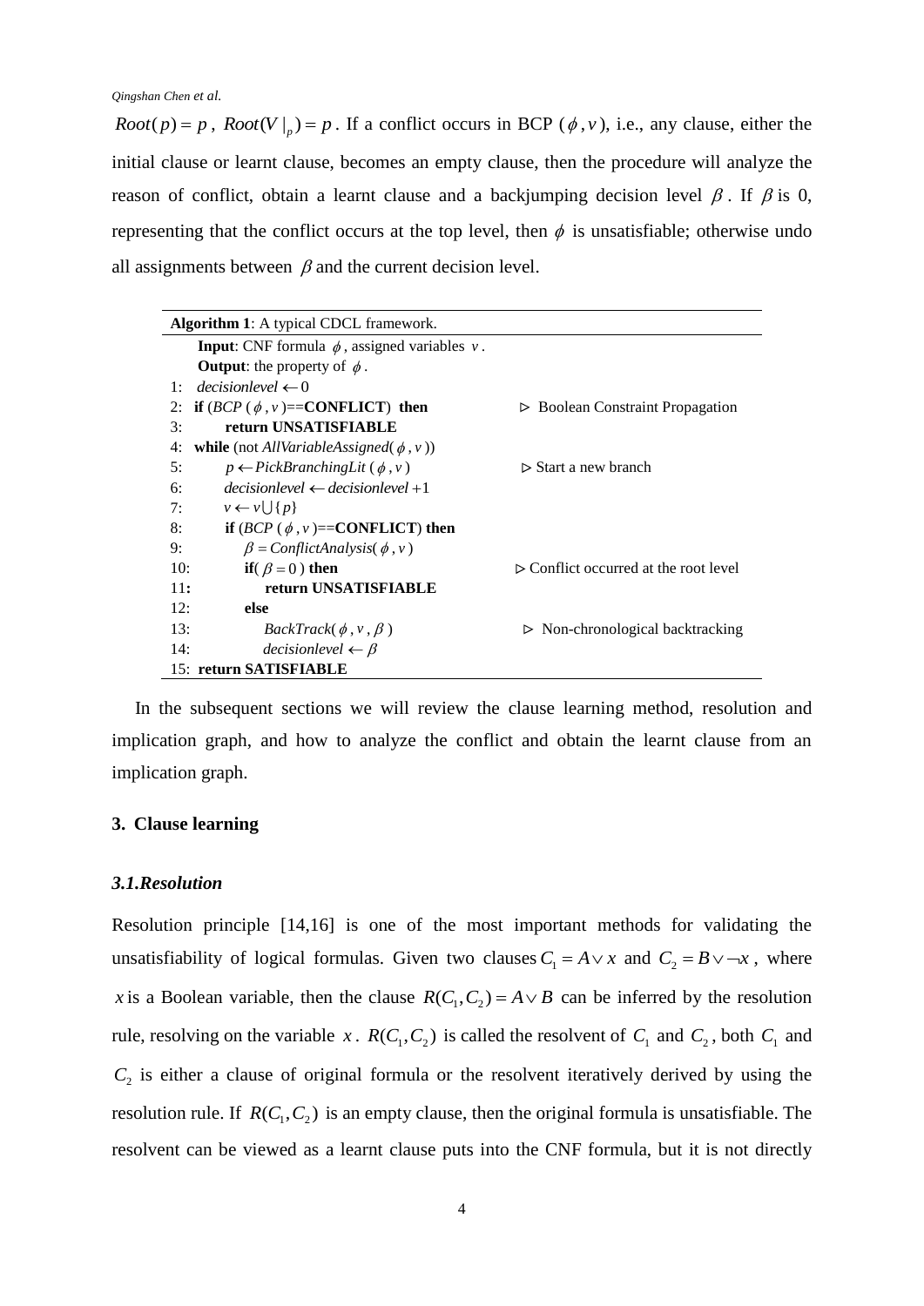$Root(p) = p$ , $Root(V|_p) = p$ . If a conflict occurs in BCP ( $\phi, v$ ), i.e., any clause, either the initial clause or learnt clause, becomes an empty clause, then the procedure will analyze the reason of conflict, obtain a learnt clause and a backjumping decision level $\beta$ . If $\beta$ is 0, representing that the conflict occurs at the top level, then $\phi$ is unsatisfiable; otherwise undo all assignments between $\beta$ and the current decision level.

**Algorithm 1**: A typical CDCL framework.

```
    Input: CNF formula ϕ, assigned variables v.
    Output: the property of ϕ.
1:  decisionlevel ← 0
2:  if (BCP (ϕ, v)==CONFLICT) then              ▷ Boolean Constraint Propagation
3:      return UNSATISFIABLE
4:  while (not AllVariableAssigned(ϕ, v))
5:      p ← PickBranchingLit (ϕ, v)            ▷ Start a new branch
6:      decisionlevel ← decisionlevel + 1
7:      v ← v ∪ {p}
8:      if (BCP (ϕ, v)==CONFLICT) then
9:          β = ConflictAnalysis(ϕ, v)
10:         if(β = 0) then                      ▷ Conflict occurred at the root level
11:             return UNSATISFIABLE
12:         else
13:             BackTrack(ϕ, v, β)              ▷ Non-chronological backtracking
14:             decisionlevel ← β
15: return SATISFIABLE
```

In the subsequent sections we will review the clause learning method, resolution and implication graph, and how to analyze the conflict and obtain the learnt clause from an implication graph.

## 3. Clause learning

### *3.1.Resolution*

Resolution principle [14,16] is one of the most important methods for validating the unsatisfiability of logical formulas. Given two clauses $C_1 = A \vee x$ and $C_2 = B \vee \neg x$ , where $x$ is a Boolean variable, then the clause $R(C_1, C_2) = A \vee B$ can be inferred by the resolution rule, resolving on the variable $x$ . $R(C_1, C_2)$ is called the resolvent of $C_1$ and $C_2$ , both $C_1$ and $C_2$ is either a clause of original formula or the resolvent iteratively derived by using the resolution rule. If $R(C_1, C_2)$ is an empty clause, then the original formula is unsatisfiable. The resolvent can be viewed as a learnt clause puts into the CNF formula, but it is not directly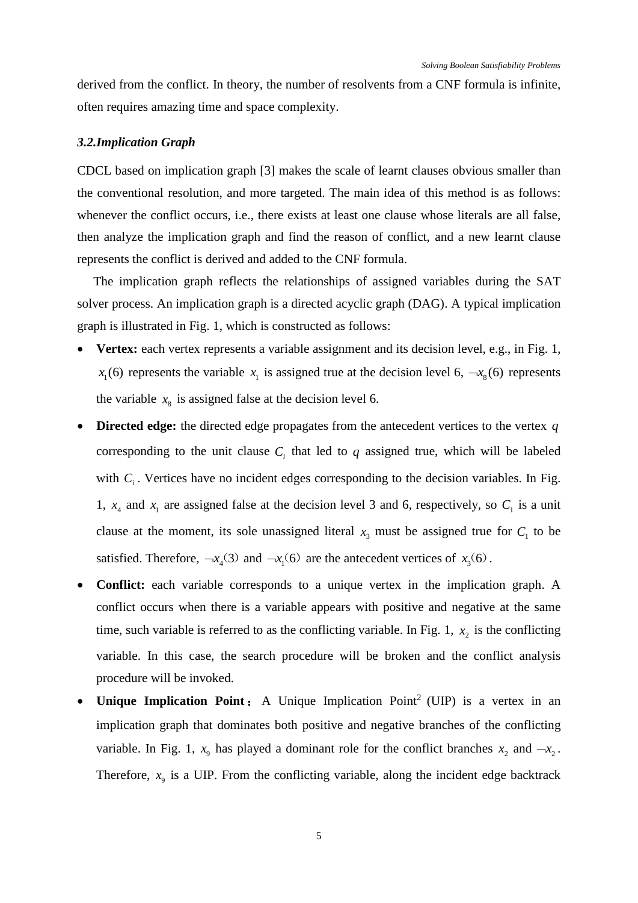derived from the conflict. In theory, the number of resolvents from a CNF formula is infinite, often requires amazing time and space complexity.

### *3.2.Implication Graph*

CDCL based on implication graph [3] makes the scale of learnt clauses obvious smaller than the conventional resolution, and more targeted. The main idea of this method is as follows: whenever the conflict occurs, i.e., there exists at least one clause whose literals are all false, then analyze the implication graph and find the reason of conflict, and a new learnt clause represents the conflict is derived and added to the CNF formula.

The implication graph reflects the relationships of assigned variables during the SAT solver process. An implication graph is a directed acyclic graph (DAG). A typical implication graph is illustrated in Fig. 1, which is constructed as follows:

- **Vertex:** each vertex represents a variable assignment and its decision level, e.g., in Fig. 1, $x_1(6)$ represents the variable $x_1$ is assigned true at the decision level 6, $\neg x_8(6)$ represents the variable $x_8$ is assigned false at the decision level 6.
- **Directed edge:** the directed edge propagates from the antecedent vertices to the vertex $q$ corresponding to the unit clause $C_i$ that led to $q$ assigned true, which will be labeled with $C_i$. Vertices have no incident edges corresponding to the decision variables. In Fig. 1, $x_4$ and $x_1$ are assigned false at the decision level 3 and 6, respectively, so $C_1$ is a unit clause at the moment, its sole unassigned literal $x_3$ must be assigned true for $C_1$ to be satisfied. Therefore, $\neg x_4(3)$ and $\neg x_1(6)$ are the antecedent vertices of $x_3(6)$.
- **Conflict:** each variable corresponds to a unique vertex in the implication graph. A conflict occurs when there is a variable appears with positive and negative at the same time, such variable is referred to as the conflicting variable. In Fig. 1, $x_2$ is the conflicting variable. In this case, the search procedure will be broken and the conflict analysis procedure will be invoked.
- **Unique Implication Point：** A Unique Implication Point[2] (UIP) is a vertex in an implication graph that dominates both positive and negative branches of the conflicting variable. In Fig. 1, $x_9$ has played a dominant role for the conflict branches $x_2$ and $\neg x_2$. Therefore, $x_9$ is a UIP. From the conflicting variable, along the incident edge backtrack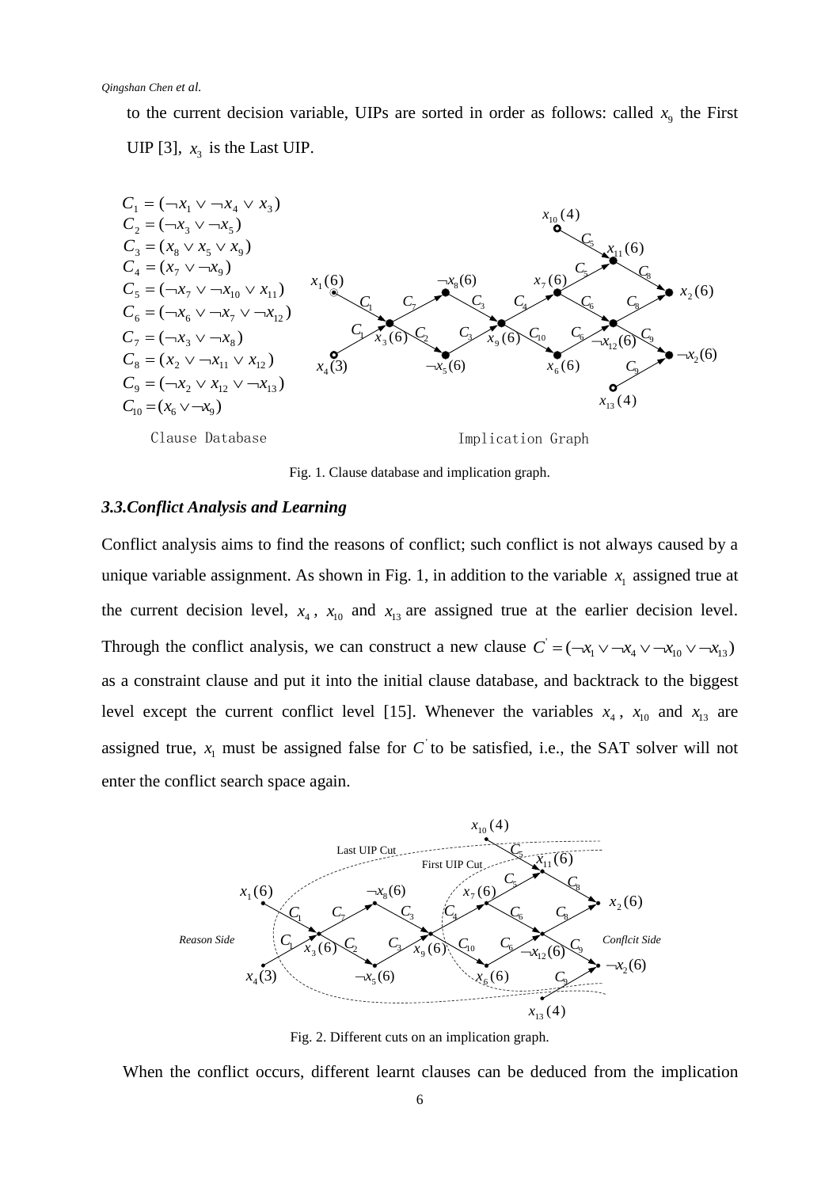to the current decision variable, UIPs are sorted in order as follows: called $x_9$ the First UIP [3], $x_3$ is the Last UIP.

$C_1 = (\neg x_1 \vee \neg x_4 \vee x_3)$
$C_2 = (\neg x_3 \vee \neg x_5)$
$C_3 = (x_8 \vee x_5 \vee x_9)$
$C_4 = (x_7 \vee \neg x_9)$
$C_5 = (\neg x_7 \vee \neg x_{10} \vee x_{11})$
$C_6 = (\neg x_6 \vee \neg x_7 \vee \neg x_{12})$
$C_7 = (\neg x_3 \vee \neg x_8)$
$C_8 = (x_2 \vee \neg x_{11} \vee x_{12})$
$C_9 = (\neg x_2 \vee x_{12} \vee \neg x_{13})$
$C_{10} = (x_6 \vee \neg x_9)$

Clause Database　　　　Implication Graph

Fig. 1. Clause database and implication graph.

### 3.3. Conflict Analysis and Learning

Conflict analysis aims to find the reasons of conflict; such conflict is not always caused by a unique variable assignment. As shown in Fig. 1, in addition to the variable $x_1$ assigned true at the current decision level, $x_4$, $x_{10}$ and $x_{13}$ are assigned true at the earlier decision level. Through the conflict analysis, we can construct a new clause $C' = (\neg x_1 \vee \neg x_4 \vee \neg x_{10} \vee \neg x_{13})$ as a constraint clause and put it into the initial clause database, and backtrack to the biggest level except the current conflict level [15]. Whenever the variables $x_4$, $x_{10}$ and $x_{13}$ are assigned true, $x_1$ must be assigned false for $C'$ to be satisfied, i.e., the SAT solver will not enter the conflict search space again.

Fig. 2. Different cuts on an implication graph.

When the conflict occurs, different learnt clauses can be deduced from the implication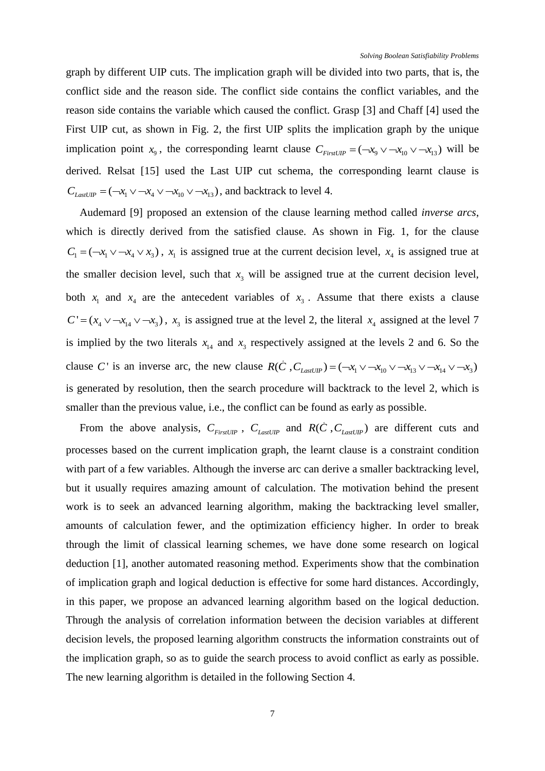graph by different UIP cuts. The implication graph will be divided into two parts, that is, the conflict side and the reason side. The conflict side contains the conflict variables, and the reason side contains the variable which caused the conflict. Grasp [3] and Chaff [4] used the First UIP cut, as shown in Fig. 2, the first UIP splits the implication graph by the unique implication point $x_9$, the corresponding learnt clause $C_{FirstUIP} = (\neg x_9 \vee \neg x_{10} \vee \neg x_{13})$ will be derived. Relsat [15] used the Last UIP cut schema, the corresponding learnt clause is $C_{LastUIP} = (\neg x_1 \vee \neg x_4 \vee \neg x_{10} \vee \neg x_{13})$, and backtrack to level 4.

Audemard [9] proposed an extension of the clause learning method called *inverse arcs*, which is directly derived from the satisfied clause. As shown in Fig. 1, for the clause $C_1 = (\neg x_1 \vee \neg x_4 \vee x_3)$, $x_1$ is assigned true at the current decision level, $x_4$ is assigned true at the smaller decision level, such that $x_3$ will be assigned true at the current decision level, both $x_1$ and $x_4$ are the antecedent variables of $x_3$. Assume that there exists a clause $C' = (x_4 \vee \neg x_{14} \vee \neg x_3)$, $x_3$ is assigned true at the level 2, the literal $x_4$ assigned at the level 7 is implied by the two literals $x_{14}$ and $x_3$ respectively assigned at the levels 2 and 6. So the clause $C'$ is an inverse arc, the new clause $R(\dot{C}, C_{LastUIP}) = (\neg x_1 \vee \neg x_{10} \vee \neg x_{13} \vee \neg x_{14} \vee \neg x_3)$ is generated by resolution, then the search procedure will backtrack to the level 2, which is smaller than the previous value, i.e., the conflict can be found as early as possible.

From the above analysis, $C_{FirstUIP}$, $C_{LastUIP}$ and $R(\dot{C}, C_{LastUIP})$ are different cuts and processes based on the current implication graph, the learnt clause is a constraint condition with part of a few variables. Although the inverse arc can derive a smaller backtracking level, but it usually requires amazing amount of calculation. The motivation behind the present work is to seek an advanced learning algorithm, making the backtracking level smaller, amounts of calculation fewer, and the optimization efficiency higher. In order to break through the limit of classical learning schemes, we have done some research on logical deduction [1], another automated reasoning method. Experiments show that the combination of implication graph and logical deduction is effective for some hard distances. Accordingly, in this paper, we propose an advanced learning algorithm based on the logical deduction. Through the analysis of correlation information between the decision variables at different decision levels, the proposed learning algorithm constructs the information constraints out of the implication graph, so as to guide the search process to avoid conflict as early as possible. The new learning algorithm is detailed in the following Section 4.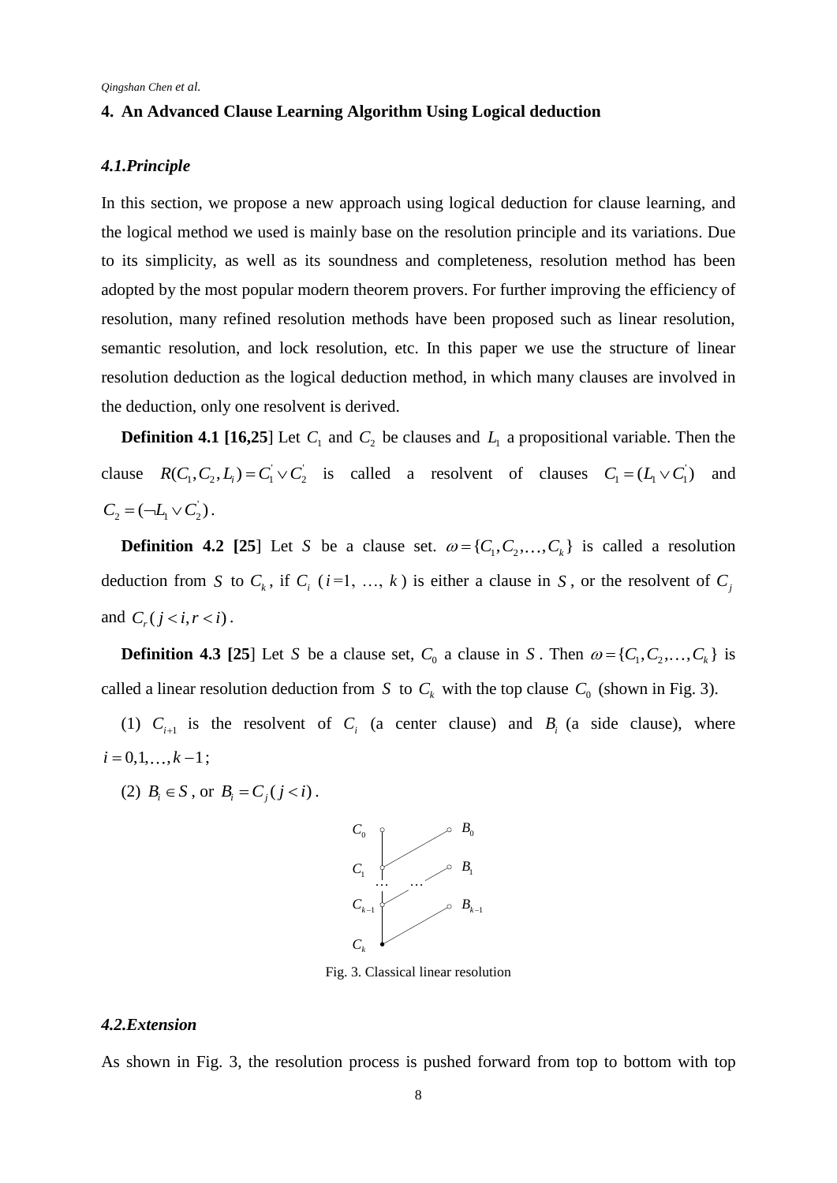## 4. An Advanced Clause Learning Algorithm Using Logical deduction

### 4.1. Principle

In this section, we propose a new approach using logical deduction for clause learning, and the logical method we used is mainly base on the resolution principle and its variations. Due to its simplicity, as well as its soundness and completeness, resolution method has been adopted by the most popular modern theorem provers. For further improving the efficiency of resolution, many refined resolution methods have been proposed such as linear resolution, semantic resolution, and lock resolution, etc. In this paper we use the structure of linear resolution deduction as the logical deduction method, in which many clauses are involved in the deduction, only one resolvent is derived.

**Definition 4.1 [16,25]** Let $C_1$ and $C_2$ be clauses and $L_1$ a propositional variable. Then the clause $R(C_1, C_2, L_i) = C_1^{'} \vee C_2^{'}$ is called a resolvent of clauses $C_1 = (L_1 \vee C_1^{'})$ and $C_2 = (\neg L_1 \vee C_2^{'})$.

**Definition 4.2 [25]** Let $S$ be a clause set. $\omega = \{C_1, C_2, \ldots, C_k\}$ is called a resolution deduction from $S$ to $C_k$, if $C_i$ ($i$=1, …, $k$) is either a clause in $S$, or the resolvent of $C_j$ and $C_r\,(j < i, r < i)$.

**Definition 4.3 [25]** Let $S$ be a clause set, $C_0$ a clause in $S$. Then $\omega = \{C_1, C_2, \ldots, C_k\}$ is called a linear resolution deduction from $S$ to $C_k$ with the top clause $C_0$ (shown in Fig. 3).

(1) $C_{i+1}$ is the resolvent of $C_i$ (a center clause) and $B_i$ (a side clause), where $i = 0, 1, \ldots, k-1$;

(2) $B_i \in S$, or $B_i = C_j\,(j < i)$.

Fig. 3. Classical linear resolution

### 4.2. Extension

As shown in Fig. 3, the resolution process is pushed forward from top to bottom with top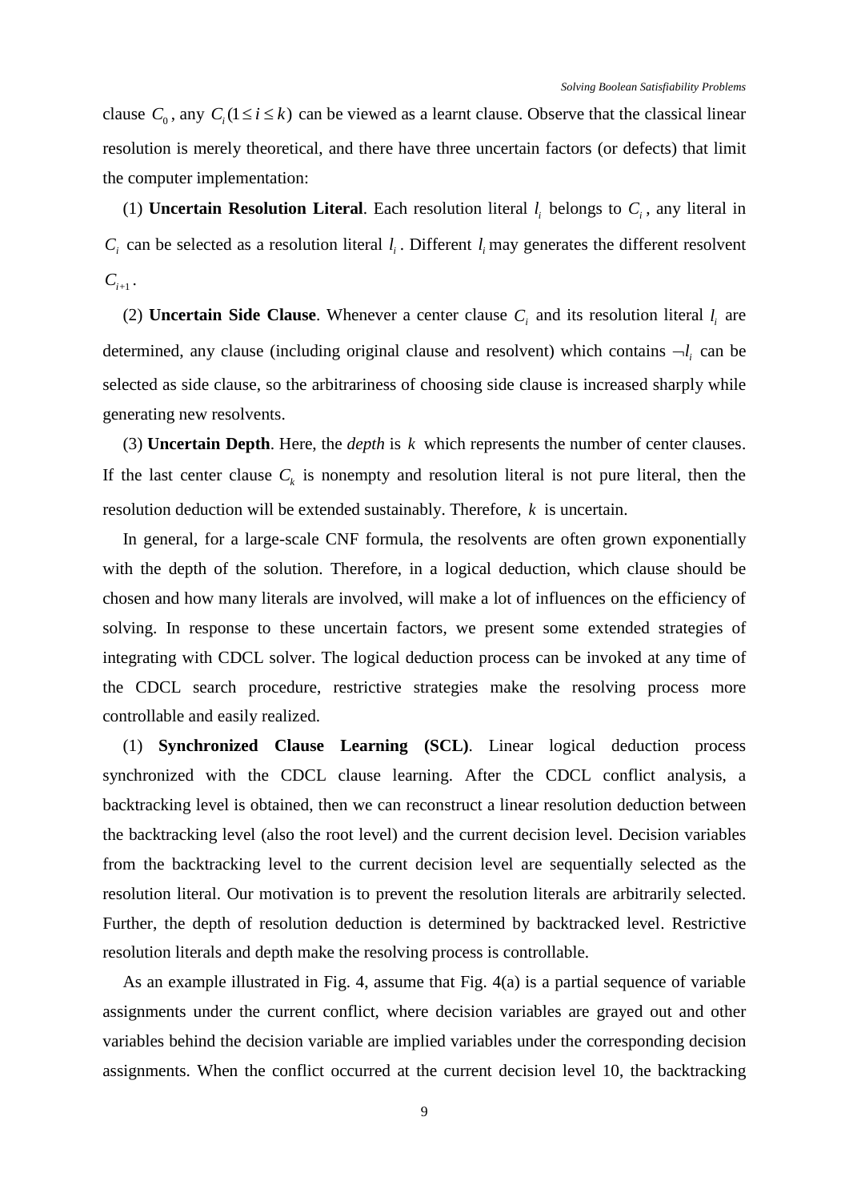clause $C_0$, any $C_i (1 \le i \le k)$ can be viewed as a learnt clause. Observe that the classical linear resolution is merely theoretical, and there have three uncertain factors (or defects) that limit the computer implementation:

(1) **Uncertain Resolution Literal**. Each resolution literal $l_i$ belongs to $C_i$, any literal in $C_i$ can be selected as a resolution literal $l_i$. Different $l_i$ may generates the different resolvent $C_{i+1}$.

(2) **Uncertain Side Clause**. Whenever a center clause $C_i$ and its resolution literal $l_i$ are determined, any clause (including original clause and resolvent) which contains $\neg l_i$ can be selected as side clause, so the arbitrariness of choosing side clause is increased sharply while generating new resolvents.

(3) **Uncertain Depth**. Here, the *depth* is $k$ which represents the number of center clauses. If the last center clause $C_k$ is nonempty and resolution literal is not pure literal, then the resolution deduction will be extended sustainably. Therefore, $k$ is uncertain.

In general, for a large-scale CNF formula, the resolvents are often grown exponentially with the depth of the solution. Therefore, in a logical deduction, which clause should be chosen and how many literals are involved, will make a lot of influences on the efficiency of solving. In response to these uncertain factors, we present some extended strategies of integrating with CDCL solver. The logical deduction process can be invoked at any time of the CDCL search procedure, restrictive strategies make the resolving process more controllable and easily realized.

(1) **Synchronized Clause Learning (SCL)**. Linear logical deduction process synchronized with the CDCL clause learning. After the CDCL conflict analysis, a backtracking level is obtained, then we can reconstruct a linear resolution deduction between the backtracking level (also the root level) and the current decision level. Decision variables from the backtracking level to the current decision level are sequentially selected as the resolution literal. Our motivation is to prevent the resolution literals are arbitrarily selected. Further, the depth of resolution deduction is determined by backtracked level. Restrictive resolution literals and depth make the resolving process is controllable.

As an example illustrated in Fig. 4, assume that Fig. 4(a) is a partial sequence of variable assignments under the current conflict, where decision variables are grayed out and other variables behind the decision variable are implied variables under the corresponding decision assignments. When the conflict occurred at the current decision level 10, the backtracking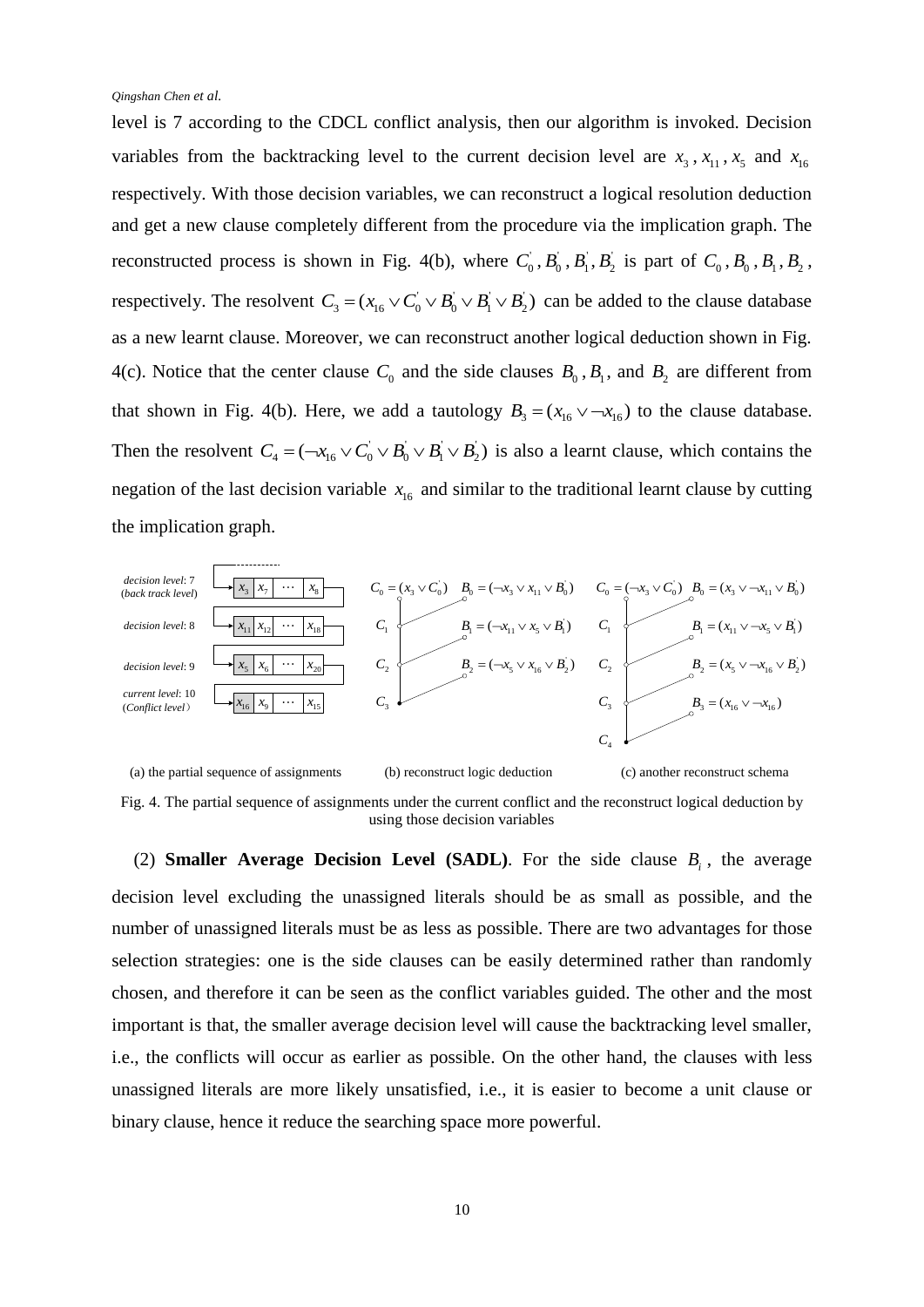level is 7 according to the CDCL conflict analysis, then our algorithm is invoked. Decision variables from the backtracking level to the current decision level are $x_3$, $x_{11}$, $x_5$ and $x_{16}$ respectively. With those decision variables, we can reconstruct a logical resolution deduction and get a new clause completely different from the procedure via the implication graph. The reconstructed process is shown in Fig. 4(b), where $C_0^{'}, B_0^{'}, B_1^{'}, B_2^{'}$ is part of $C_0, B_0, B_1, B_2$, respectively. The resolvent $C_3 = (x_{16} \vee C_0^{'} \vee B_0^{'} \vee B_1^{'} \vee B_2^{'})$ can be added to the clause database as a new learnt clause. Moreover, we can reconstruct another logical deduction shown in Fig. 4(c). Notice that the center clause $C_0$ and the side clauses $B_0, B_1$, and $B_2$ are different from that shown in Fig. 4(b). Here, we add a tautology $B_3 = (x_{16} \vee \neg x_{16})$ to the clause database. Then the resolvent $C_4 = (\neg x_{16} \vee C_0^{'} \vee B_0^{'} \vee B_1^{'} \vee B_2^{'})$ is also a learnt clause, which contains the negation of the last decision variable $x_{16}$ and similar to the traditional learnt clause by cutting the implication graph.

(a) the partial sequence of assignments (b) reconstruct logic deduction (c) another reconstruct schema

Fig. 4. The partial sequence of assignments under the current conflict and the reconstruct logical deduction by using those decision variables

(2) **Smaller Average Decision Level (SADL)**. For the side clause $B_i$, the average decision level excluding the unassigned literals should be as small as possible, and the number of unassigned literals must be as less as possible. There are two advantages for those selection strategies: one is the side clauses can be easily determined rather than randomly chosen, and therefore it can be seen as the conflict variables guided. The other and the most important is that, the smaller average decision level will cause the backtracking level smaller, i.e., the conflicts will occur as earlier as possible. On the other hand, the clauses with less unassigned literals are more likely unsatisfied, i.e., it is easier to become a unit clause or binary clause, hence it reduce the searching space more powerful.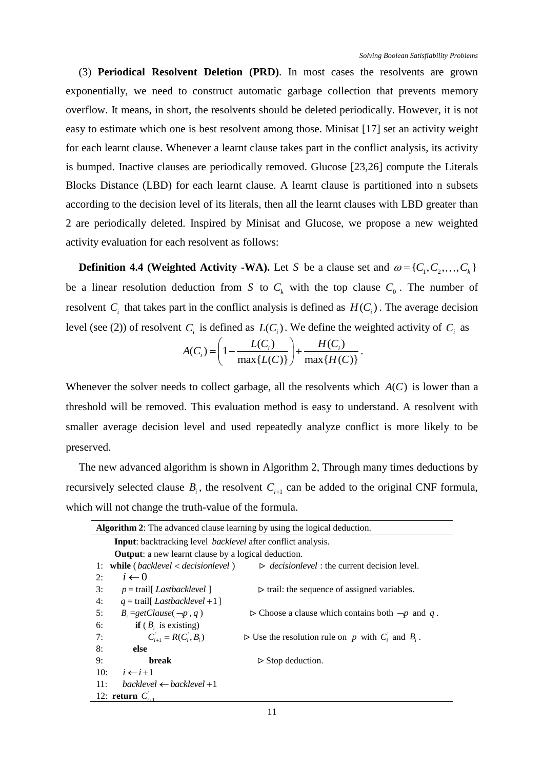(3) **Periodical Resolvent Deletion (PRD)**. In most cases the resolvents are grown exponentially, we need to construct automatic garbage collection that prevents memory overflow. It means, in short, the resolvents should be deleted periodically. However, it is not easy to estimate which one is best resolvent among those. Minisat [17] set an activity weight for each learnt clause. Whenever a learnt clause takes part in the conflict analysis, its activity is bumped. Inactive clauses are periodically removed. Glucose [23,26] compute the Literals Blocks Distance (LBD) for each learnt clause. A learnt clause is partitioned into n subsets according to the decision level of its literals, then all the learnt clauses with LBD greater than 2 are periodically deleted. Inspired by Minisat and Glucose, we propose a new weighted activity evaluation for each resolvent as follows:

**Definition 4.4 (Weighted Activity -WA).** Let $S$ be a clause set and $\omega = \{C_1, C_2, \ldots, C_k\}$ be a linear resolution deduction from $S$ to $C_k$ with the top clause $C_0$. The number of resolvent $C_i$ that takes part in the conflict analysis is defined as $H(C_i)$. The average decision level (see (2)) of resolvent $C_i$ is defined as $L(C_i)$. We define the weighted activity of $C_i$ as

$$A(C_i) = \left(1 - \frac{L(C_i)}{\max\{L(C)\}}\right) + \frac{H(C_i)}{\max\{H(C)\}}.$$

Whenever the solver needs to collect garbage, all the resolvents which $A(C)$ is lower than a threshold will be removed. This evaluation method is easy to understand. A resolvent with smaller average decision level and used repeatedly analyze conflict is more likely to be preserved.

The new advanced algorithm is shown in Algorithm 2, Through many times deductions by recursively selected clause $B_i$, the resolvent $C_{i+1}$ can be added to the original CNF formula, which will not change the truth-value of the formula.

**Algorithm 2**: The advanced clause learning by using the logical deduction.

**Input**: backtracking level *backlevel* after conflict analysis.
**Output**: a new learnt clause by a logical deduction.

```
1:  while ( backlevel < decisionlevel )     ▷ decisionlevel : the current decision level.
2:      i ← 0
3:      p = trail[ Lastbacklevel ]          ▷ trail: the sequence of assigned variables.
4:      q = trail[ Lastbacklevel + 1 ]
5:      B_i = getClause(¬p , q )            ▷ Choose a clause which contains both ¬p and q .
6:          if ( B_i is existing)
7:              C'_{i+1} = R(C'_i, B_i)     ▷ Use the resolution rule on p with C'_i and B_i .
8:          else
9:              break                       ▷ Stop deduction.
10:     i ← i + 1
11:     backlevel ← backlevel + 1
12: return C'_{i+1}
```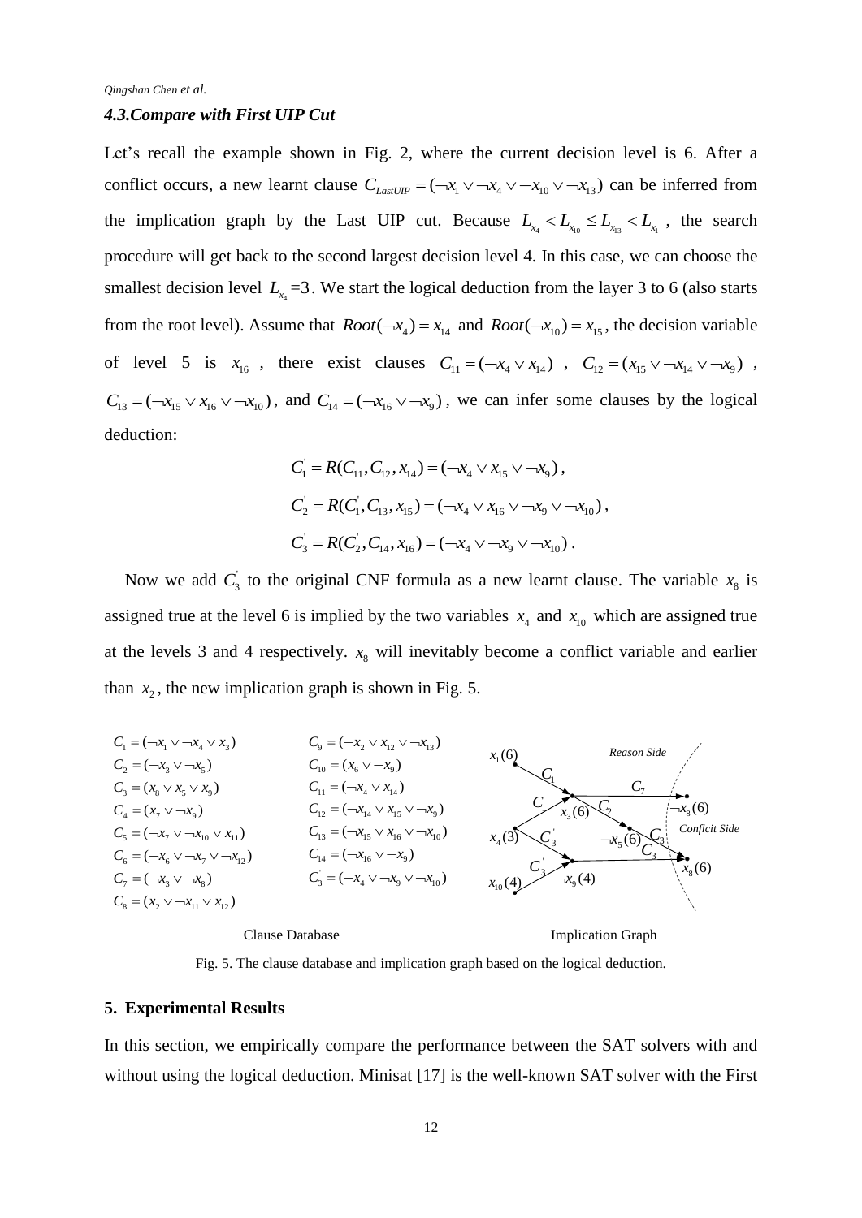### 4.3.Compare with First UIP Cut

Let's recall the example shown in Fig. 2, where the current decision level is 6. After a conflict occurs, a new learnt clause $C_{LastUIP} = (\neg x_1 \vee \neg x_4 \vee \neg x_{10} \vee \neg x_{13})$ can be inferred from the implication graph by the Last UIP cut. Because $L_{x_4} < L_{x_{10}} \le L_{x_{13}} < L_{x_1}$, the search procedure will get back to the second largest decision level 4. In this case, we can choose the smallest decision level $L_{x_4} = 3$. We start the logical deduction from the layer 3 to 6 (also starts from the root level). Assume that $Root(\neg x_4) = x_{14}$ and $Root(\neg x_{10}) = x_{15}$, the decision variable of level 5 is $x_{16}$, there exist clauses $C_{11} = (\neg x_4 \vee x_{14})$, $C_{12} = (x_{15} \vee \neg x_{14} \vee \neg x_9)$, $C_{13} = (\neg x_{15} \vee x_{16} \vee \neg x_{10})$, and $C_{14} = (\neg x_{16} \vee \neg x_9)$, we can infer some clauses by the logical deduction:

$$C_1^{'} = R(C_{11}, C_{12}, x_{14}) = (\neg x_4 \vee x_{15} \vee \neg x_9),$$

$$C_2^{'} = R(C_1^{'}, C_{13}, x_{15}) = (\neg x_4 \vee x_{16} \vee \neg x_9 \vee \neg x_{10}),$$

$$C_3^{'} = R(C_2^{'}, C_{14}, x_{16}) = (\neg x_4 \vee \neg x_9 \vee \neg x_{10}).$$

Now we add $C_3^{'}$ to the original CNF formula as a new learnt clause. The variable $x_8$ is assigned true at the level 6 is implied by the two variables $x_4$ and $x_{10}$ which are assigned true at the levels 3 and 4 respectively. $x_8$ will inevitably become a conflict variable and earlier than $x_2$, the new implication graph is shown in Fig. 5.

Clause Database:

$C_1 = (\neg x_1 \vee \neg x_4 \vee x_3)$
$C_2 = (\neg x_3 \vee \neg x_5)$
$C_3 = (x_8 \vee x_5 \vee x_9)$
$C_4 = (x_7 \vee \neg x_9)$
$C_5 = (\neg x_7 \vee \neg x_{10} \vee x_{11})$
$C_6 = (\neg x_6 \vee \neg x_7 \vee \neg x_{12})$
$C_7 = (\neg x_3 \vee \neg x_8)$
$C_8 = (x_2 \vee \neg x_{11} \vee x_{12})$
$C_9 = (\neg x_2 \vee x_{12} \vee \neg x_{13})$
$C_{10} = (x_6 \vee \neg x_9)$
$C_{11} = (\neg x_4 \vee x_{14})$
$C_{12} = (\neg x_{14} \vee x_{15} \vee \neg x_9)$
$C_{13} = (\neg x_{15} \vee x_{16} \vee \neg x_{10})$
$C_{14} = (\neg x_{16} \vee \neg x_9)$
$C_3^{'} = (\neg x_4 \vee \neg x_9 \vee \neg x_{10})$

Implication Graph: nodes $x_1(6)$, $x_4(3)$, $x_{10}(4)$, $x_3(6)$, $\neg x_5(6)$, $\neg x_9(4)$, $\neg x_8(6)$, $x_8(6)$; edges labelled $C_1$, $C_2$, $C_3$, $C_7$, $C_3^{'}$; Reason Side / Conflcit Side.

Fig. 5. The clause database and implication graph based on the logical deduction.

## 5. Experimental Results

In this section, we empirically compare the performance between the SAT solvers with and without using the logical deduction. Minisat [17] is the well-known SAT solver with the First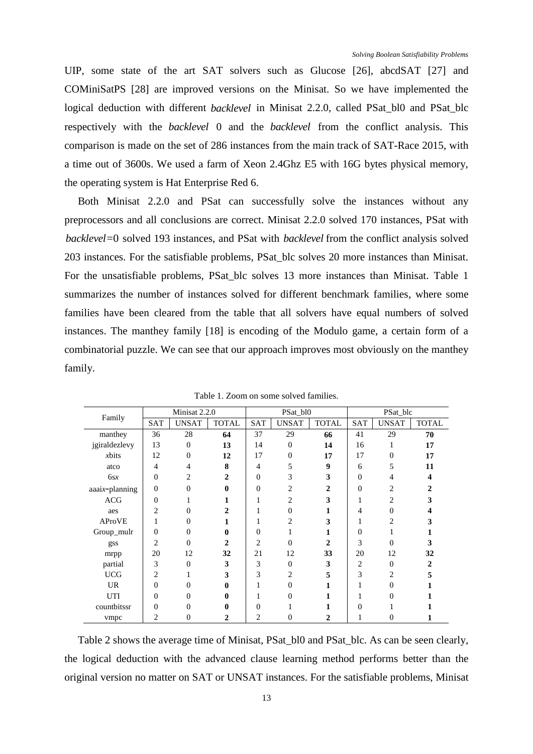UIP, some state of the art SAT solvers such as Glucose [26], abcdSAT [27] and COMiniSatPS [28] are improved versions on the Minisat. So we have implemented the logical deduction with different *backlevel* in Minisat 2.2.0, called PSat_bl0 and PSat_blc respectively with the *backlevel* 0 and the *backlevel* from the conflict analysis. This comparison is made on the set of 286 instances from the main track of SAT-Race 2015, with a time out of 3600s. We used a farm of Xeon 2.4Ghz E5 with 16G bytes physical memory, the operating system is Hat Enterprise Red 6.

Both Minisat 2.2.0 and PSat can successfully solve the instances without any preprocessors and all conclusions are correct. Minisat 2.2.0 solved 170 instances, PSat with *backlevel*=0 solved 193 instances, and PSat with *backlevel* from the conflict analysis solved 203 instances. For the satisfiable problems, PSat_blc solves 20 more instances than Minisat. For the unsatisfiable problems, PSat_blc solves 13 more instances than Minisat. Table 1 summarizes the number of instances solved for different benchmark families, where some families have been cleared from the table that all solvers have equal numbers of solved instances. The manthey family [18] is encoding of the Modulo game, a certain form of a combinatorial puzzle. We can see that our approach improves most obviously on the manthey family.

Table 1. Zoom on some solved families.

| Family | Minisat 2.2.0 | | | PSat_bl0 | | | PSat_blc | | |
|---|---|---|---|---|---|---|---|---|---|
| | SAT | UNSAT | TOTAL | SAT | UNSAT | TOTAL | SAT | UNSAT | TOTAL |
| manthey | 36 | 28 | **64** | 37 | 29 | **66** | 41 | 29 | **70** |
| jgiraldezlevy | 13 | 0 | **13** | 14 | 0 | **14** | 16 | 1 | **17** |
| *x*bits | 12 | 0 | **12** | 17 | 0 | **17** | 17 | 0 | **17** |
| atco | 4 | 4 | **8** | 4 | 5 | **9** | 6 | 5 | **11** |
| 6s*x* | 0 | 2 | **2** | 0 | 3 | **3** | 0 | 4 | **4** |
| aaai*x*-planning | 0 | 0 | **0** | 0 | 2 | **2** | 0 | 2 | **2** |
| ACG | 0 | 1 | **1** | 1 | 2 | **3** | 1 | 2 | **3** |
| aes | 2 | 0 | **2** | 1 | 0 | **1** | 4 | 0 | **4** |
| AProVE | 1 | 0 | **1** | 1 | 2 | **3** | 1 | 2 | **3** |
| Group_mulr | 0 | 0 | **0** | 0 | 1 | **1** | 0 | 1 | **1** |
| gss | 2 | 0 | **2** | 2 | 0 | **2** | 3 | 0 | **3** |
| mrpp | 20 | 12 | **32** | 21 | 12 | **33** | 20 | 12 | **32** |
| partial | 3 | 0 | **3** | 3 | 0 | **3** | 2 | 0 | **2** |
| UCG | 2 | 1 | **3** | 3 | 2 | **5** | 3 | 2 | **5** |
| UR | 0 | 0 | **0** | 1 | 0 | **1** | 1 | 0 | **1** |
| UTI | 0 | 0 | **0** | 1 | 0 | **1** | 1 | 0 | **1** |
| countbitssr | 0 | 0 | **0** | 0 | 1 | **1** | 0 | 1 | **1** |
| vmpc | 2 | 0 | **2** | 2 | 0 | **2** | 1 | 0 | **1** |

Table 2 shows the average time of Minisat, PSat_bl0 and PSat_blc. As can be seen clearly, the logical deduction with the advanced clause learning method performs better than the original version no matter on SAT or UNSAT instances. For the satisfiable problems, Minisat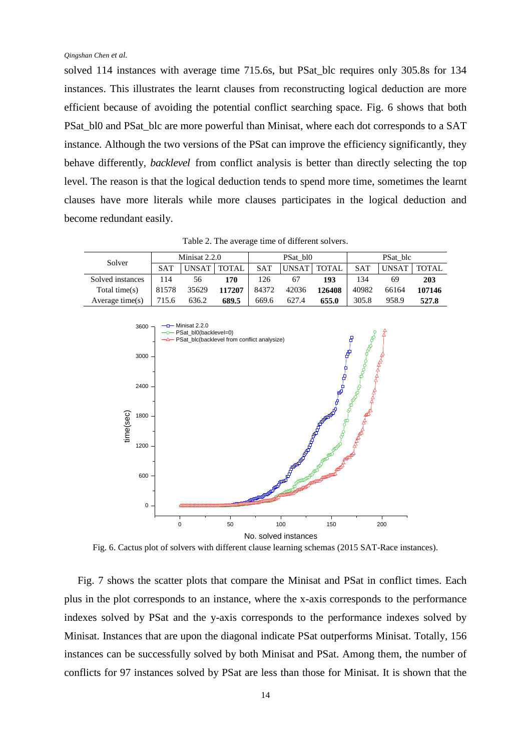solved 114 instances with average time 715.6s, but PSat_blc requires only 305.8s for 134 instances. This illustrates the learnt clauses from reconstructing logical deduction are more efficient because of avoiding the potential conflict searching space. Fig. 6 shows that both PSat_bl0 and PSat_blc are more powerful than Minisat, where each dot corresponds to a SAT instance. Although the two versions of the PSat can improve the efficiency significantly, they behave differently, *backlevel* from conflict analysis is better than directly selecting the top level. The reason is that the logical deduction tends to spend more time, sometimes the learnt clauses have more literals while more clauses participates in the logical deduction and become redundant easily.

Table 2. The average time of different solvers.

| Solver | Minisat 2.2.0 | | | PSat_bl0 | | | PSat_blc | | |
|---|---|---|---|---|---|---|---|---|---|
| | SAT | UNSAT | TOTAL | SAT | UNSAT | TOTAL | SAT | UNSAT | TOTAL |
| Solved instances | 114 | 56 | **170** | 126 | 67 | **193** | 134 | 69 | **203** |
| Total time(s) | 81578 | 35629 | **117207** | 84372 | 42036 | **126408** | 40982 | 66164 | **107146** |
| Average time(s) | 715.6 | 636.2 | **689.5** | 669.6 | 627.4 | **655.0** | 305.8 | 958.9 | **527.8** |

Fig. 6. Cactus plot of solvers with different clause learning schemas (2015 SAT-Race instances).

Fig. 7 shows the scatter plots that compare the Minisat and PSat in conflict times. Each plus in the plot corresponds to an instance, where the x-axis corresponds to the performance indexes solved by PSat and the y-axis corresponds to the performance indexes solved by Minisat. Instances that are upon the diagonal indicate PSat outperforms Minisat. Totally, 156 instances can be successfully solved by both Minisat and PSat. Among them, the number of conflicts for 97 instances solved by PSat are less than those for Minisat. It is shown that the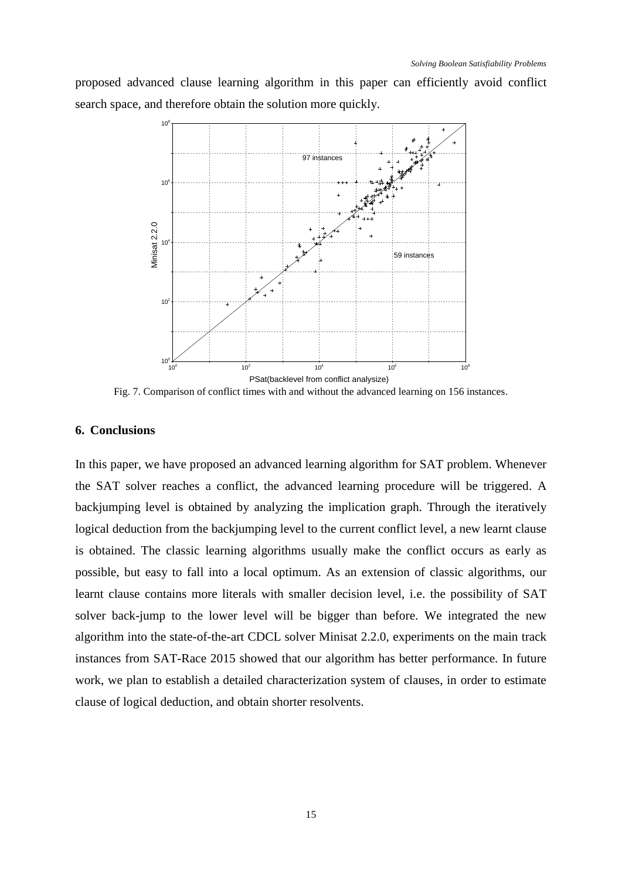proposed advanced clause learning algorithm in this paper can efficiently avoid conflict search space, and therefore obtain the solution more quickly.

Fig. 7. Comparison of conflict times with and without the advanced learning on 156 instances.

## 6. Conclusions

In this paper, we have proposed an advanced learning algorithm for SAT problem. Whenever the SAT solver reaches a conflict, the advanced learning procedure will be triggered. A backjumping level is obtained by analyzing the implication graph. Through the iteratively logical deduction from the backjumping level to the current conflict level, a new learnt clause is obtained. The classic learning algorithms usually make the conflict occurs as early as possible, but easy to fall into a local optimum. As an extension of classic algorithms, our learnt clause contains more literals with smaller decision level, i.e. the possibility of SAT solver back-jump to the lower level will be bigger than before. We integrated the new algorithm into the state-of-the-art CDCL solver Minisat 2.2.0, experiments on the main track instances from SAT-Race 2015 showed that our algorithm has better performance. In future work, we plan to establish a detailed characterization system of clauses, in order to estimate clause of logical deduction, and obtain shorter resolvents.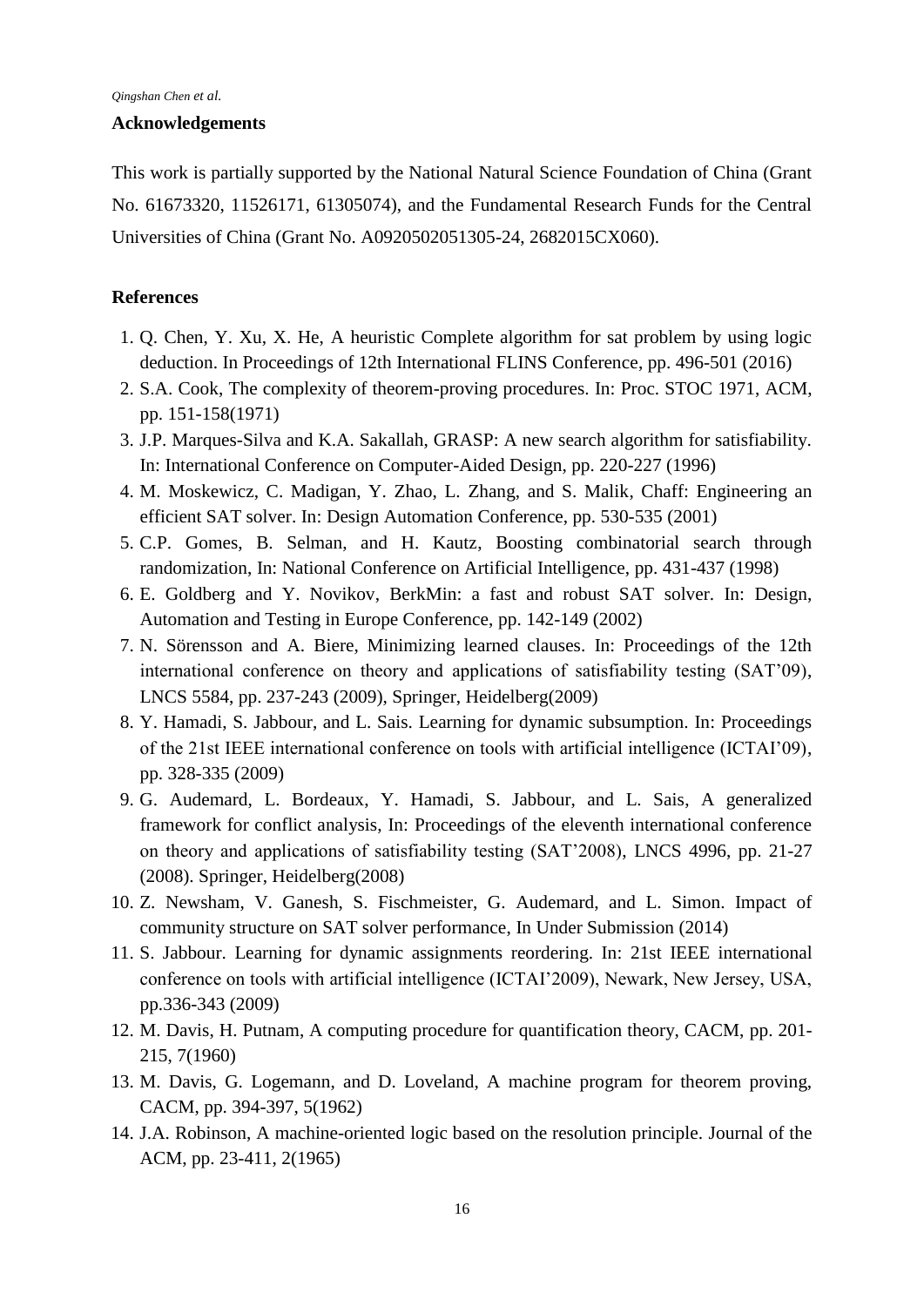## Acknowledgements

This work is partially supported by the National Natural Science Foundation of China (Grant No. 61673320, 11526171, 61305074), and the Fundamental Research Funds for the Central Universities of China (Grant No. A0920502051305-24, 2682015CX060).

## References

1. Q. Chen, Y. Xu, X. He, A heuristic Complete algorithm for sat problem by using logic deduction. In Proceedings of 12th International FLINS Conference, pp. 496-501 (2016)
2. S.A. Cook, The complexity of theorem-proving procedures. In: Proc. STOC 1971, ACM, pp. 151-158(1971)
3. J.P. Marques-Silva and K.A. Sakallah, GRASP: A new search algorithm for satisfiability. In: International Conference on Computer-Aided Design, pp. 220-227 (1996)
4. M. Moskewicz, C. Madigan, Y. Zhao, L. Zhang, and S. Malik, Chaff: Engineering an efficient SAT solver. In: Design Automation Conference, pp. 530-535 (2001)
5. C.P. Gomes, B. Selman, and H. Kautz, Boosting combinatorial search through randomization, In: National Conference on Artificial Intelligence, pp. 431-437 (1998)
6. E. Goldberg and Y. Novikov, BerkMin: a fast and robust SAT solver. In: Design, Automation and Testing in Europe Conference, pp. 142-149 (2002)
7. N. Sörensson and A. Biere, Minimizing learned clauses. In: Proceedings of the 12th international conference on theory and applications of satisfiability testing (SAT'09), LNCS 5584, pp. 237-243 (2009), Springer, Heidelberg(2009)
8. Y. Hamadi, S. Jabbour, and L. Sais. Learning for dynamic subsumption. In: Proceedings of the 21st IEEE international conference on tools with artificial intelligence (ICTAI'09), pp. 328-335 (2009)
9. G. Audemard, L. Bordeaux, Y. Hamadi, S. Jabbour, and L. Sais, A generalized framework for conflict analysis, In: Proceedings of the eleventh international conference on theory and applications of satisfiability testing (SAT'2008), LNCS 4996, pp. 21-27 (2008). Springer, Heidelberg(2008)
10. Z. Newsham, V. Ganesh, S. Fischmeister, G. Audemard, and L. Simon. Impact of community structure on SAT solver performance, In Under Submission (2014)
11. S. Jabbour. Learning for dynamic assignments reordering. In: 21st IEEE international conference on tools with artificial intelligence (ICTAI'2009), Newark, New Jersey, USA, pp.336-343 (2009)
12. M. Davis, H. Putnam, A computing procedure for quantification theory, CACM, pp. 201-215, 7(1960)
13. M. Davis, G. Logemann, and D. Loveland, A machine program for theorem proving, CACM, pp. 394-397, 5(1962)
14. J.A. Robinson, A machine-oriented logic based on the resolution principle. Journal of the ACM, pp. 23-411, 2(1965)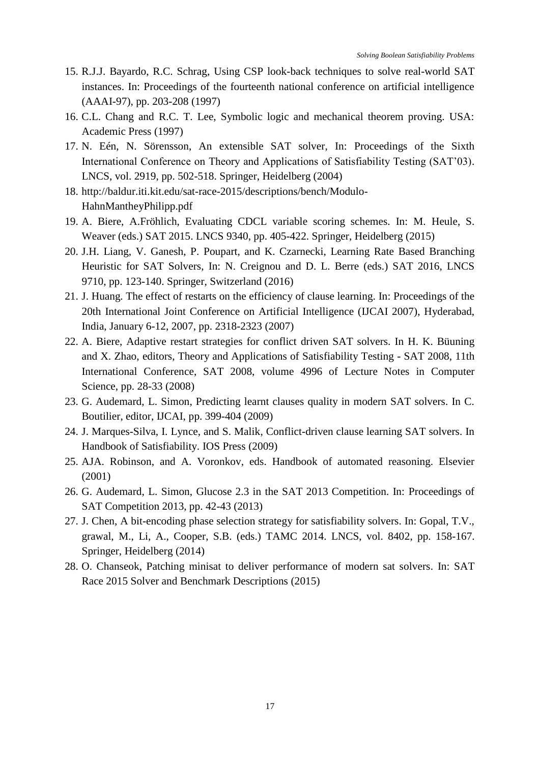15. R.J.J. Bayardo, R.C. Schrag, Using CSP look-back techniques to solve real-world SAT instances. In: Proceedings of the fourteenth national conference on artificial intelligence (AAAI-97), pp. 203-208 (1997)
16. C.L. Chang and R.C. T. Lee, Symbolic logic and mechanical theorem proving. USA: Academic Press (1997)
17. N. Eén, N. Sörensson, An extensible SAT solver, In: Proceedings of the Sixth International Conference on Theory and Applications of Satisfiability Testing (SAT'03). LNCS, vol. 2919, pp. 502-518. Springer, Heidelberg (2004)
18. http://baldur.iti.kit.edu/sat-race-2015/descriptions/bench/Modulo-HahnMantheyPhilipp.pdf
19. A. Biere, A.Fröhlich, Evaluating CDCL variable scoring schemes. In: M. Heule, S. Weaver (eds.) SAT 2015. LNCS 9340, pp. 405-422. Springer, Heidelberg (2015)
20. J.H. Liang, V. Ganesh, P. Poupart, and K. Czarnecki, Learning Rate Based Branching Heuristic for SAT Solvers, In: N. Creignou and D. L. Berre (eds.) SAT 2016, LNCS 9710, pp. 123-140. Springer, Switzerland (2016)
21. J. Huang. The effect of restarts on the efficiency of clause learning. In: Proceedings of the 20th International Joint Conference on Artificial Intelligence (IJCAI 2007), Hyderabad, India, January 6-12, 2007, pp. 2318-2323 (2007)
22. A. Biere, Adaptive restart strategies for conflict driven SAT solvers. In H. K. Büuning and X. Zhao, editors, Theory and Applications of Satisfiability Testing - SAT 2008, 11th International Conference, SAT 2008, volume 4996 of Lecture Notes in Computer Science, pp. 28-33 (2008)
23. G. Audemard, L. Simon, Predicting learnt clauses quality in modern SAT solvers. In C. Boutilier, editor, IJCAI, pp. 399-404 (2009)
24. J. Marques-Silva, I. Lynce, and S. Malik, Conflict-driven clause learning SAT solvers. In Handbook of Satisfiability. IOS Press (2009)
25. AJA. Robinson, and A. Voronkov, eds. Handbook of automated reasoning. Elsevier (2001)
26. G. Audemard, L. Simon, Glucose 2.3 in the SAT 2013 Competition. In: Proceedings of SAT Competition 2013, pp. 42-43 (2013)
27. J. Chen, A bit-encoding phase selection strategy for satisfiability solvers. In: Gopal, T.V., grawal, M., Li, A., Cooper, S.B. (eds.) TAMC 2014. LNCS, vol. 8402, pp. 158-167. Springer, Heidelberg (2014)
28. O. Chanseok, Patching minisat to deliver performance of modern sat solvers. In: SAT Race 2015 Solver and Benchmark Descriptions (2015)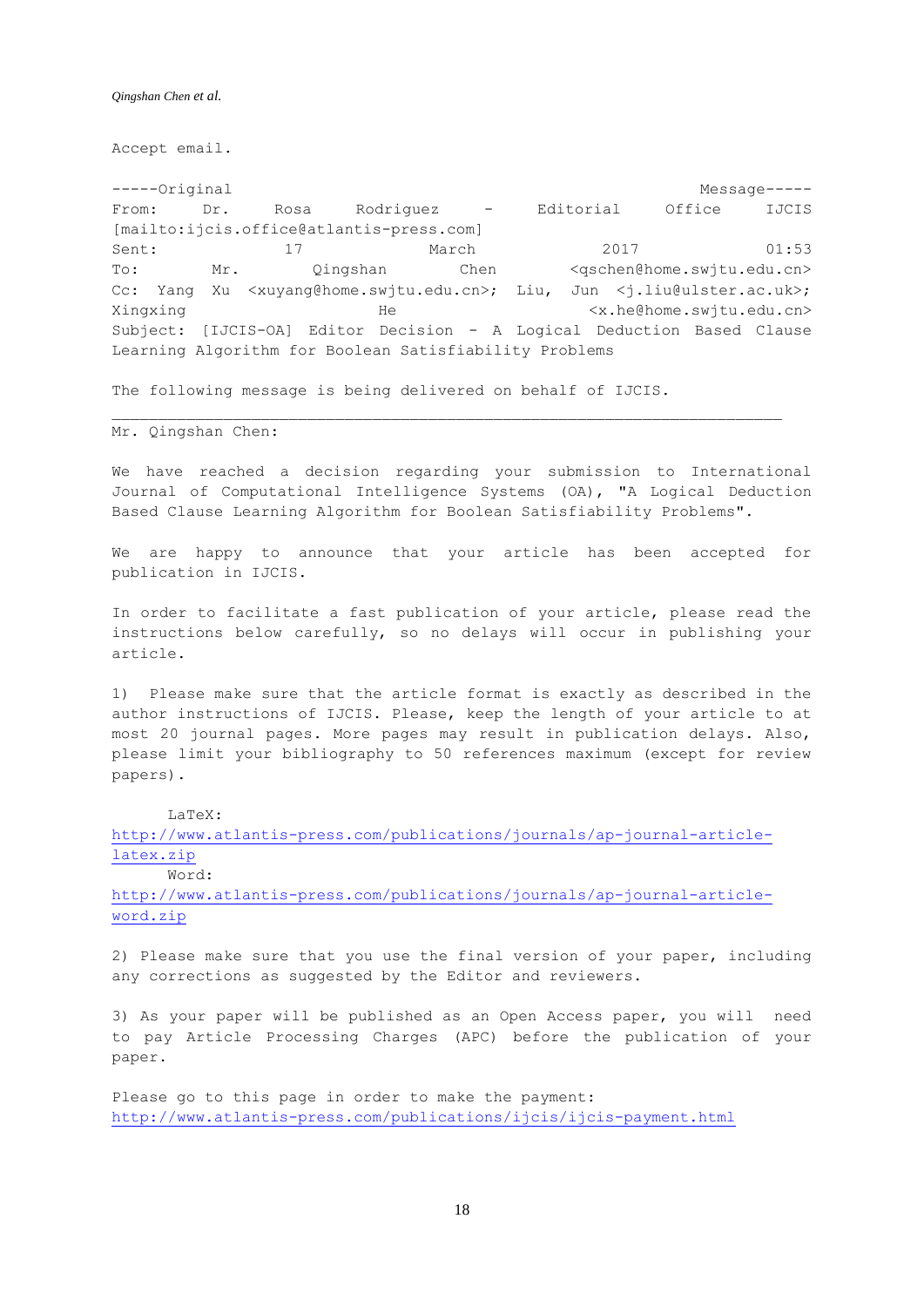Accept email.

-----Original Message-----
From: Dr. Rosa Rodriguez - Editorial Office IJCIS [mailto:ijcis.office@atlantis-press.com]
Sent: 17 March 2017 01:53
To: Mr. Qingshan Chen <qschen@home.swjtu.edu.cn>
Cc: Yang Xu <xuyang@home.swjtu.edu.cn>; Liu, Jun <j.liu@ulster.ac.uk>; Xingxing He <x.he@home.swjtu.edu.cn>
Subject: [IJCIS-OA] Editor Decision - A Logical Deduction Based Clause Learning Algorithm for Boolean Satisfiability Problems

The following message is being delivered on behalf of IJCIS.

---

Mr. Qingshan Chen:

We have reached a decision regarding your submission to International Journal of Computational Intelligence Systems (OA), "A Logical Deduction Based Clause Learning Algorithm for Boolean Satisfiability Problems".

We are happy to announce that your article has been accepted for publication in IJCIS.

In order to facilitate a fast publication of your article, please read the instructions below carefully, so no delays will occur in publishing your article.

1) Please make sure that the article format is exactly as described in the author instructions of IJCIS. Please, keep the length of your article to at most 20 journal pages. More pages may result in publication delays. Also, please limit your bibliography to 50 references maximum (except for review papers).

LaTeX: http://www.atlantis-press.com/publications/journals/ap-journal-article-latex.zip
Word: http://www.atlantis-press.com/publications/journals/ap-journal-article-word.zip

2) Please make sure that you use the final version of your paper, including any corrections as suggested by the Editor and reviewers.

3) As your paper will be published as an Open Access paper, you will need to pay Article Processing Charges (APC) before the publication of your paper.

Please go to this page in order to make the payment: http://www.atlantis-press.com/publications/ijcis/ijcis-payment.html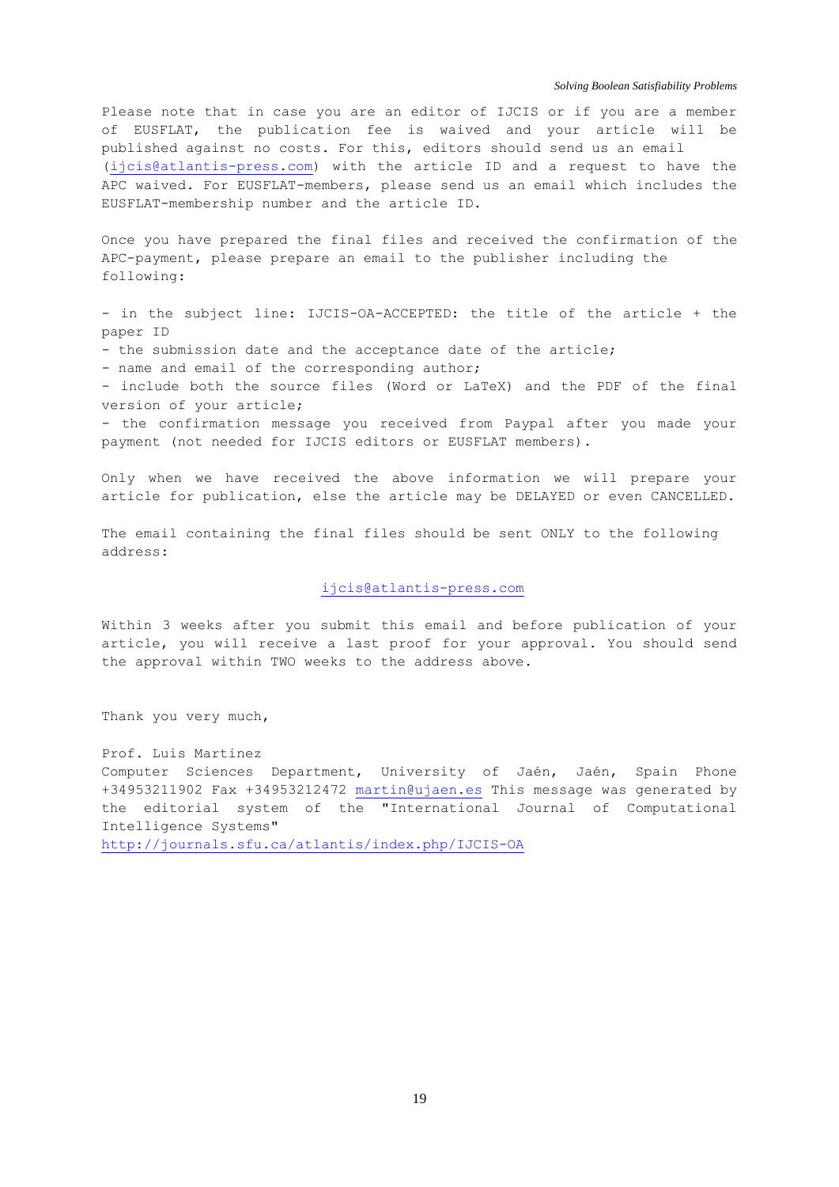Please note that in case you are an editor of IJCIS or if you are a member of EUSFLAT, the publication fee is waived and your article will be published against no costs. For this, editors should send us an email (ijcis@atlantis-press.com) with the article ID and a request to have the APC waived. For EUSFLAT-members, please send us an email which includes the EUSFLAT-membership number and the article ID.

Once you have prepared the final files and received the confirmation of the APC-payment, please prepare an email to the publisher including the following:

- in the subject line: IJCIS-OA-ACCEPTED: the title of the article + the paper ID
- the submission date and the acceptance date of the article;
- name and email of the corresponding author;
- include both the source files (Word or LaTeX) and the PDF of the final version of your article;
- the confirmation message you received from Paypal after you made your payment (not needed for IJCIS editors or EUSFLAT members).

Only when we have received the above information we will prepare your article for publication, else the article may be DELAYED or even CANCELLED.

The email containing the final files should be sent ONLY to the following address:

ijcis@atlantis-press.com

Within 3 weeks after you submit this email and before publication of your article, you will receive a last proof for your approval. You should send the approval within TWO weeks to the address above.

Thank you very much,

Prof. Luis Martinez
Computer Sciences Department, University of Jaén, Jaén, Spain Phone +34953211902 Fax +34953212472 martin@ujaen.es This message was generated by the editorial system of the "International Journal of Computational Intelligence Systems"
http://journals.sfu.ca/atlantis/index.php/IJCIS-OA